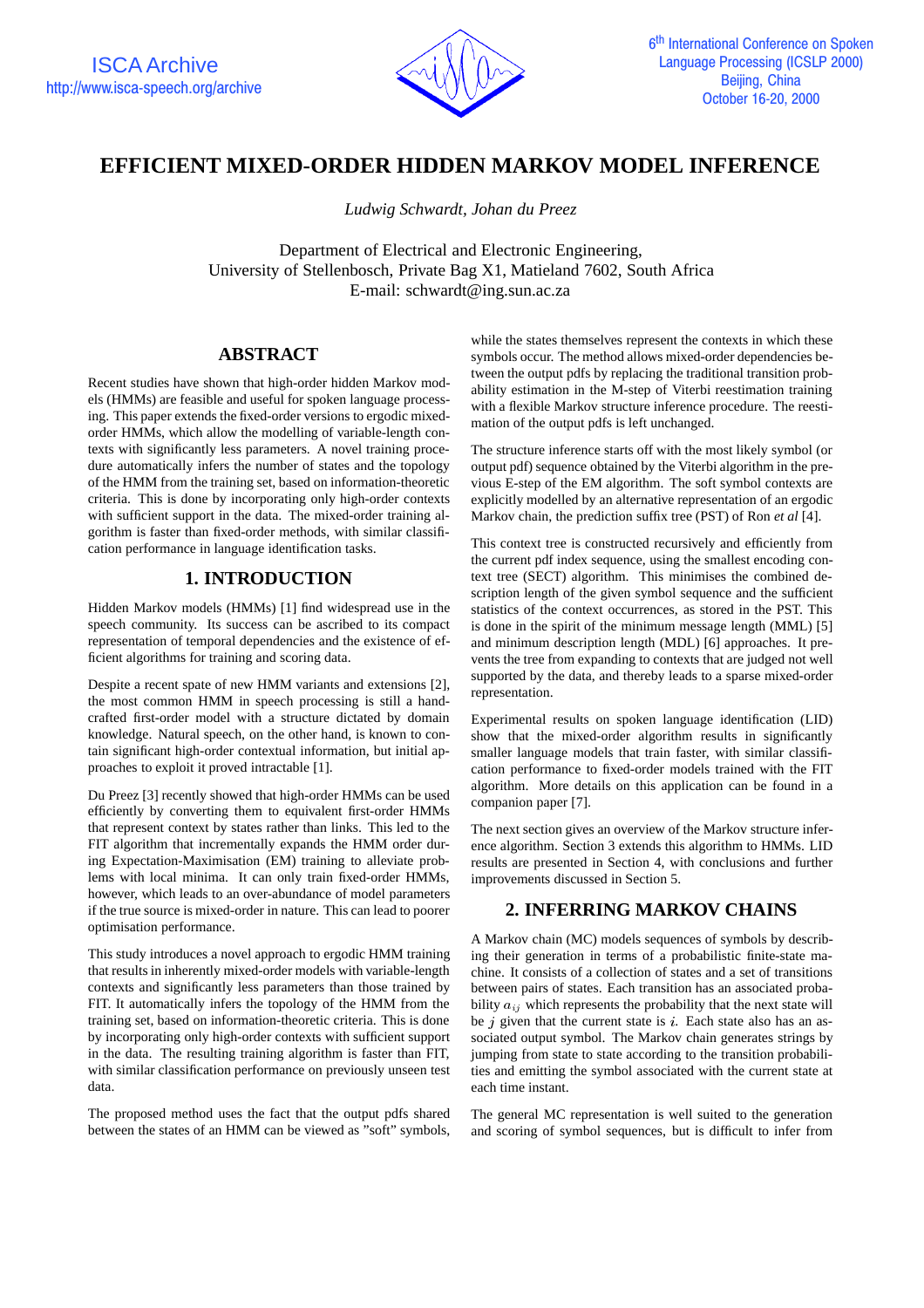# EFFICIENT MIXED-ORDER HIDDEN MARKOV MODEL INFERENCE

*Ludwig Schwardt, Johan du Preez*

Department of Electrical and Electronic Engineering,
University of Stellenbosch, Private Bag X1, Matieland 7602, South Africa
E-mail: schwardt@ing.sun.ac.za

## ABSTRACT

Recent studies have shown that high-order hidden Markov models (HMMs) are feasible and useful for spoken language processing. This paper extends the fixed-order versions to ergodic mixed-order HMMs, which allow the modelling of variable-length contexts with significantly less parameters. A novel training procedure automatically infers the number of states and the topology of the HMM from the training set, based on information-theoretic criteria. This is done by incorporating only high-order contexts with sufficient support in the data. The mixed-order training algorithm is faster than fixed-order methods, with similar classification performance in language identification tasks.

## 1. INTRODUCTION

Hidden Markov models (HMMs) [1] find widespread use in the speech community. Its success can be ascribed to its compact representation of temporal dependencies and the existence of efficient algorithms for training and scoring data.

Despite a recent spate of new HMM variants and extensions [2], the most common HMM in speech processing is still a handcrafted first-order model with a structure dictated by domain knowledge. Natural speech, on the other hand, is known to contain significant high-order contextual information, but initial approaches to exploit it proved intractable [1].

Du Preez [3] recently showed that high-order HMMs can be used efficiently by converting them to equivalent first-order HMMs that represent context by states rather than links. This led to the FIT algorithm that incrementally expands the HMM order during Expectation-Maximisation (EM) training to alleviate problems with local minima. It can only train fixed-order HMMs, however, which leads to an over-abundance of model parameters if the true source is mixed-order in nature. This can lead to poorer optimisation performance.

This study introduces a novel approach to ergodic HMM training that results in inherently mixed-order models with variable-length contexts and significantly less parameters than those trained by FIT. It automatically infers the topology of the HMM from the training set, based on information-theoretic criteria. This is done by incorporating only high-order contexts with sufficient support in the data. The resulting training algorithm is faster than FIT, with similar classification performance on previously unseen test data.

The proposed method uses the fact that the output pdfs shared between the states of an HMM can be viewed as "soft" symbols, while the states themselves represent the contexts in which these symbols occur. The method allows mixed-order dependencies between the output pdfs by replacing the traditional transition probability estimation in the M-step of Viterbi reestimation training with a flexible Markov structure inference procedure. The reestimation of the output pdfs is left unchanged.

The structure inference starts off with the most likely symbol (or output pdf) sequence obtained by the Viterbi algorithm in the previous E-step of the EM algorithm. The soft symbol contexts are explicitly modelled by an alternative representation of an ergodic Markov chain, the prediction suffix tree (PST) of Ron *et al* [4].

This context tree is constructed recursively and efficiently from the current pdf index sequence, using the smallest encoding context tree (SECT) algorithm. This minimises the combined description length of the given symbol sequence and the sufficient statistics of the context occurrences, as stored in the PST. This is done in the spirit of the minimum message length (MML) [5] and minimum description length (MDL) [6] approaches. It prevents the tree from expanding to contexts that are judged not well supported by the data, and thereby leads to a sparse mixed-order representation.

Experimental results on spoken language identification (LID) show that the mixed-order algorithm results in significantly smaller language models that train faster, with similar classification performance to fixed-order models trained with the FIT algorithm. More details on this application can be found in a companion paper [7].

The next section gives an overview of the Markov structure inference algorithm. Section 3 extends this algorithm to HMMs. LID results are presented in Section 4, with conclusions and further improvements discussed in Section 5.

## 2. INFERRING MARKOV CHAINS

A Markov chain (MC) models sequences of symbols by describing their generation in terms of a probabilistic finite-state machine. It consists of a collection of states and a set of transitions between pairs of states. Each transition has an associated probability $a_{ij}$ which represents the probability that the next state will be $j$ given that the current state is $i$. Each state also has an associated output symbol. The Markov chain generates strings by jumping from state to state according to the transition probabilities and emitting the symbol associated with the current state at each time instant.

The general MC representation is well suited to the generation and scoring of symbol sequences, but is difficult to infer from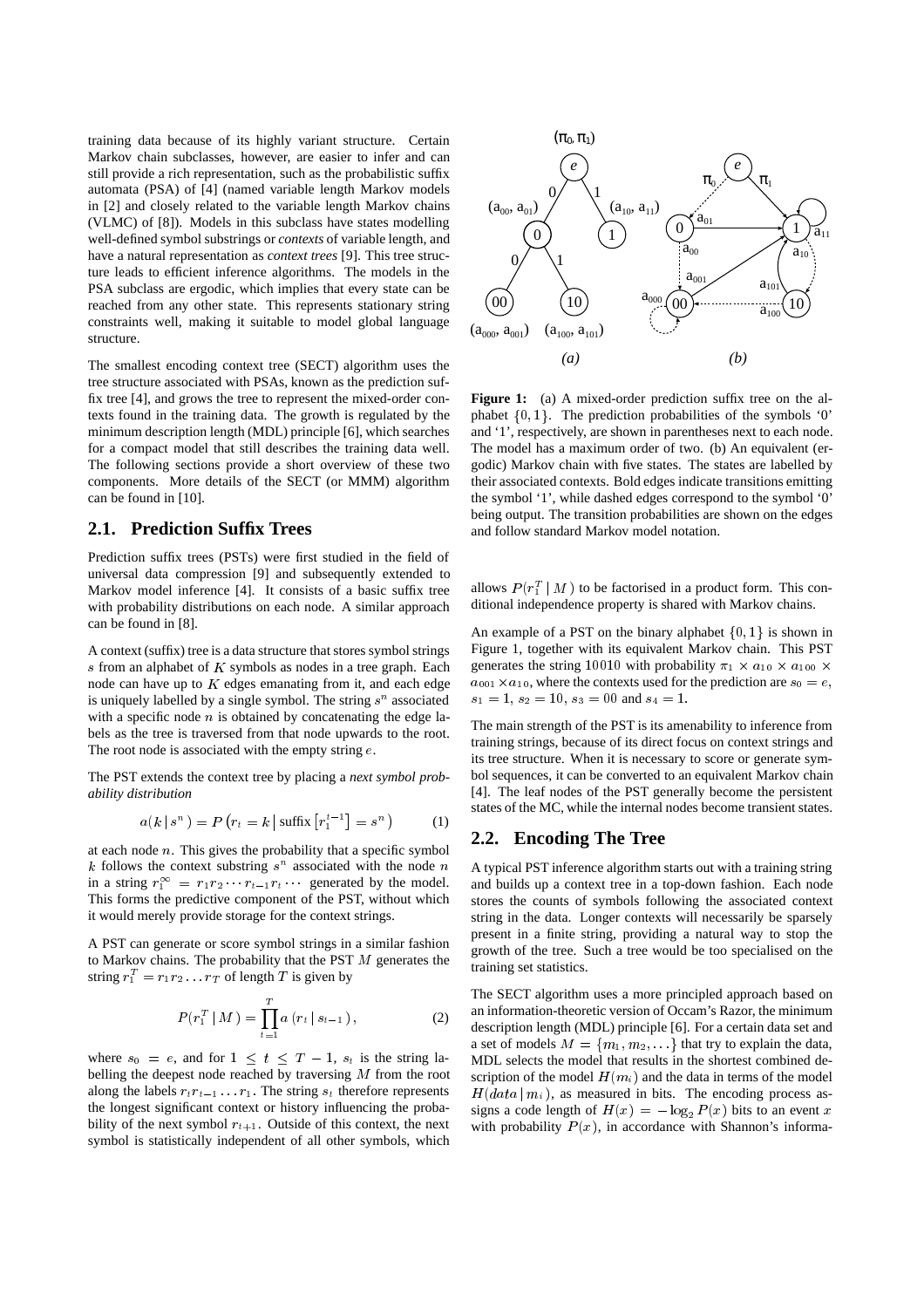training data because of its highly variant structure. Certain Markov chain subclasses, however, are easier to infer and can still provide a rich representation, such as the probabilistic suffix automata (PSA) of [4] (named variable length Markov models in [2] and closely related to the variable length Markov chains (VLMC) of [8]). Models in this subclass have states modelling well-defined symbol substrings or *contexts* of variable length, and have a natural representation as *context trees* [9]. This tree structure leads to efficient inference algorithms. The models in the PSA subclass are ergodic, which implies that every state can be reached from any other state. This represents stationary string constraints well, making it suitable to model global language structure.

The smallest encoding context tree (SECT) algorithm uses the tree structure associated with PSAs, known as the prediction suffix tree [4], and grows the tree to represent the mixed-order contexts found in the training data. The growth is regulated by the minimum description length (MDL) principle [6], which searches for a compact model that still describes the training data well. The following sections provide a short overview of these two components. More details of the SECT (or MMM) algorithm can be found in [10].

## 2.1. Prediction Suffix Trees

Prediction suffix trees (PSTs) were first studied in the field of universal data compression [9] and subsequently extended to Markov model inference [4]. It consists of a basic suffix tree with probability distributions on each node. A similar approach can be found in [8].

A context (suffix) tree is a data structure that stores symbol strings $s$ from an alphabet of $K$ symbols as nodes in a tree graph. Each node can have up to $K$ edges emanating from it, and each edge is uniquely labelled by a single symbol. The string $s^n$ associated with a specific node $n$ is obtained by concatenating the edge labels as the tree is traversed from that node upwards to the root. The root node is associated with the empty string $e$.

The PST extends the context tree by placing a *next symbol probability distribution*

$$a(k \mid s^n) = P\left(r_t = k \mid \text{suffix}\left[r_1^{t-1}\right] = s^n\right) \qquad (1)$$

at each node $n$. This gives the probability that a specific symbol $k$ follows the context substring $s^n$ associated with the node $n$ in a string $r_1^\infty = r_1 r_2 \cdots r_{t-1} r_t \cdots$ generated by the model. This forms the predictive component of the PST, without which it would merely provide storage for the context strings.

A PST can generate or score symbol strings in a similar fashion to Markov chains. The probability that the PST $M$ generates the string $r_1^T = r_1 r_2 \ldots r_T$ of length $T$ is given by

$$P(r_1^T \mid M) = \prod_{t=1}^{T} a\left(r_t \mid s_{t-1}\right), \qquad (2)$$

where $s_0 = e$, and for $1 \leq t \leq T-1$, $s_t$ is the string labelling the deepest node reached by traversing $M$ from the root along the labels $r_t r_{t-1} \ldots r_1$. The string $s_t$ therefore represents the longest significant context or history influencing the probability of the next symbol $r_{t+1}$. Outside of this context, the next symbol is statistically independent of all other symbols, which

(a) $(\pi_0, \pi_1)$ e 0 1 $(a_{00}, a_{01})$ $(a_{10}, a_{11})$ 0 1 0 1 00 10 $(a_{000}, a_{001})$ $(a_{100}, a_{101})$

(b) e $\pi_0$ $\pi_1$ 0 1 $a_{01}$ $a_{11}$ $a_{00}$ $a_{10}$ $a_{001}$ $a_{101}$ $a_{000}$ 00 10 $a_{100}$

**Figure 1:** (a) A mixed-order prediction suffix tree on the alphabet $\{0, 1\}$. The prediction probabilities of the symbols '0' and '1', respectively, are shown in parentheses next to each node. The model has a maximum order of two. (b) An equivalent (ergodic) Markov chain with five states. The states are labelled by their associated contexts. Bold edges indicate transitions emitting the symbol '1', while dashed edges correspond to the symbol '0' being output. The transition probabilities are shown on the edges and follow standard Markov model notation.

allows $P(r_1^T \mid M)$ to be factorised in a product form. This conditional independence property is shared with Markov chains.

An example of a PST on the binary alphabet $\{0, 1\}$ is shown in Figure 1, together with its equivalent Markov chain. This PST generates the string 10010 with probability $\pi_1 \times a_{10} \times a_{100} \times a_{001} \times a_{10}$, where the contexts used for the prediction are $s_0 = e$, $s_1 = 1$, $s_2 = 10$, $s_3 = 00$ and $s_4 = 1$.

The main strength of the PST is its amenability to inference from training strings, because of its direct focus on context strings and its tree structure. When it is necessary to score or generate symbol sequences, it can be converted to an equivalent Markov chain [4]. The leaf nodes of the PST generally become the persistent states of the MC, while the internal nodes become transient states.

## 2.2. Encoding The Tree

A typical PST inference algorithm starts out with a training string and builds up a context tree in a top-down fashion. Each node stores the counts of symbols following the associated context string in the data. Longer contexts will necessarily be sparsely present in a finite string, providing a natural way to stop the growth of the tree. Such a tree would be too specialised on the training set statistics.

The SECT algorithm uses a more principled approach based on an information-theoretic version of Occam's Razor, the minimum description length (MDL) principle [6]. For a certain data set and a set of models $M = \{m_1, m_2, \ldots\}$ that try to explain the data, MDL selects the model that results in the shortest combined description of the model $H(m_i)$ and the data in terms of the model $H(data \mid m_i)$, as measured in bits. The encoding process assigns a code length of $H(x) = -\log_2 P(x)$ bits to an event $x$ with probability $P(x)$, in accordance with Shannon's informa-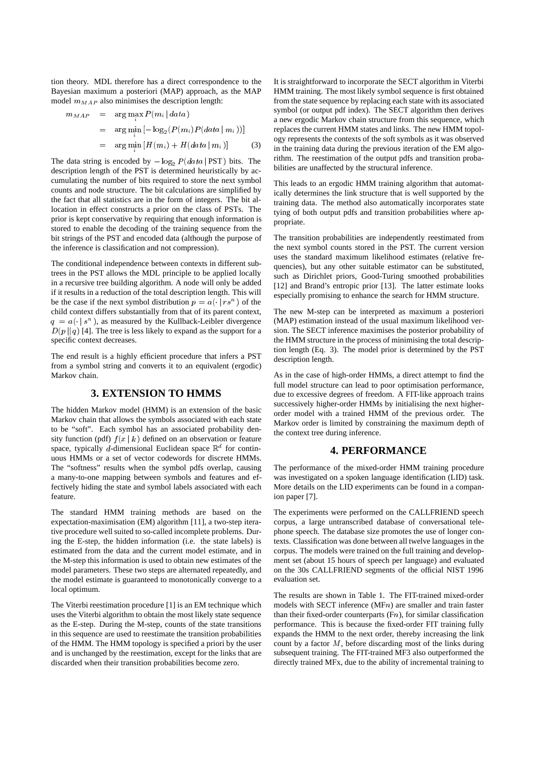tion theory. MDL therefore has a direct correspondence to the Bayesian maximum a posteriori (MAP) approach, as the MAP model $m_{MAP}$ also minimises the description length:

$$
\begin{aligned}
m_{MAP} &= \arg\max_i P(m_i \,|\, data) \\
&= \arg\min_i \left[-\log_2 (P(m_i) P(data \,|\, m_i))\right] \\
&= \arg\min_i \left[H(m_i) + H(data \,|\, m_i)\right] \qquad (3)
\end{aligned}
$$

The data string is encoded by $-\log_2 P(data \,|\, \mathrm{PST})$ bits. The description length of the PST is determined heuristically by accumulating the number of bits required to store the next symbol counts and node structure. The bit calculations are simplified by the fact that all statistics are in the form of integers. The bit allocation in effect constructs a prior on the class of PSTs. The prior is kept conservative by requiring that enough information is stored to enable the decoding of the training sequence from the bit strings of the PST and encoded data (although the purpose of the inference is classification and not compression).

The conditional independence between contexts in different subtrees in the PST allows the MDL principle to be applied locally in a recursive tree building algorithm. A node will only be added if it results in a reduction of the total description length. This will be the case if the next symbol distribution $p = a(\cdot \,|\, rs^n)$ of the child context differs substantially from that of its parent context, $q = a(\cdot \,|\, s^n)$, as measured by the Kullback-Leibler divergence $D(p \,\|\, q)$ [4]. The tree is less likely to expand as the support for a specific context decreases.

The end result is a highly efficient procedure that infers a PST from a symbol string and converts it to an equivalent (ergodic) Markov chain.

## 3. EXTENSION TO HMMS

The hidden Markov model (HMM) is an extension of the basic Markov chain that allows the symbols associated with each state to be "soft". Each symbol has an associated probability density function (pdf) $f(x \,|\, k)$ defined on an observation or feature space, typically $d$-dimensional Euclidean space $\mathbb{R}^d$ for continuous HMMs or a set of vector codewords for discrete HMMs. The "softness" results when the symbol pdfs overlap, causing a many-to-one mapping between symbols and features and effectively hiding the state and symbol labels associated with each feature.

The standard HMM training methods are based on the expectation-maximisation (EM) algorithm [11], a two-step iterative procedure well suited to so-called incomplete problems. During the E-step, the hidden information (i.e. the state labels) is estimated from the data and the current model estimate, and in the M-step this information is used to obtain new estimates of the model parameters. These two steps are alternated repeatedly, and the model estimate is guaranteed to monotonically converge to a local optimum.

The Viterbi reestimation procedure [1] is an EM technique which uses the Viterbi algorithm to obtain the most likely state sequence as the E-step. During the M-step, counts of the state transitions in this sequence are used to reestimate the transition probabilities of the HMM. The HMM topology is specified a priori by the user and is unchanged by the reestimation, except for the links that are discarded when their transition probabilities become zero.

It is straightforward to incorporate the SECT algorithm in Viterbi HMM training. The most likely symbol sequence is first obtained from the state sequence by replacing each state with its associated symbol (or output pdf index). The SECT algorithm then derives a new ergodic Markov chain structure from this sequence, which replaces the current HMM states and links. The new HMM topology represents the contexts of the soft symbols as it was observed in the training data during the previous iteration of the EM algorithm. The reestimation of the output pdfs and transition probabilities are unaffected by the structural inference.

This leads to an ergodic HMM training algorithm that automatically determines the link structure that is well supported by the training data. The method also automatically incorporates state tying of both output pdfs and transition probabilities where appropriate.

The transition probabilities are independently reestimated from the next symbol counts stored in the PST. The current version uses the standard maximum likelihood estimates (relative frequencies), but any other suitable estimator can be substituted, such as Dirichlet priors, Good-Turing smoothed probabilities [12] and Brand's entropic prior [13]. The latter estimate looks especially promising to enhance the search for HMM structure.

The new M-step can be interpreted as maximum a posteriori (MAP) estimation instead of the usual maximum likelihood version. The SECT inference maximises the posterior probability of the HMM structure in the process of minimising the total description length (Eq. 3). The model prior is determined by the PST description length.

As in the case of high-order HMMs, a direct attempt to find the full model structure can lead to poor optimisation performance, due to excessive degrees of freedom. A FIT-like approach trains successively higher-order HMMs by initialising the next higher-order model with a trained HMM of the previous order. The Markov order is limited by constraining the maximum depth of the context tree during inference.

## 4. PERFORMANCE

The performance of the mixed-order HMM training procedure was investigated on a spoken language identification (LID) task. More details on the LID experiments can be found in a companion paper [7].

The experiments were performed on the CALLFRIEND speech corpus, a large untranscribed database of conversational telephone speech. The database size promotes the use of longer contexts. Classification was done between all twelve languages in the corpus. The models were trained on the full training and development set (about 15 hours of speech per language) and evaluated on the 30s CALLFRIEND segments of the official NIST 1996 evaluation set.

The results are shown in Table 1. The FIT-trained mixed-order models with SECT inference (MF$n$) are smaller and train faster than their fixed-order counterparts (F$n$), for similar classification performance. This is because the fixed-order FIT training fully expands the HMM to the next order, thereby increasing the link count by a factor $M$, before discarding most of the links during subsequent training. The FIT-trained MF3 also outperformed the directly trained MFx, due to the ability of incremental training to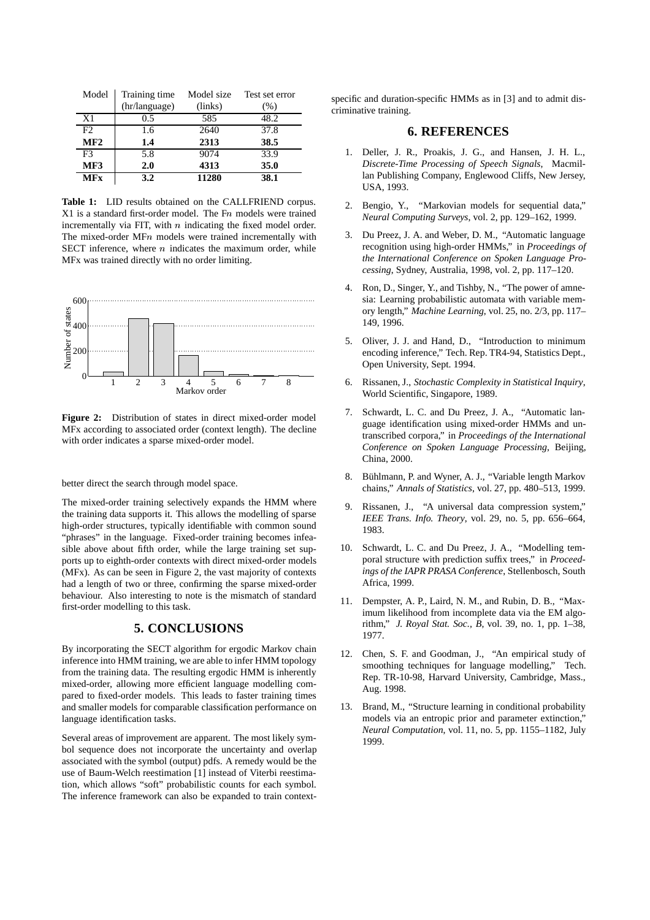| Model | Training time (hr/language) | Model size (links) | Test set error (%) |
|---|---|---|---|
| X1 | 0.5 | 585 | 48.2 |
| F2 | 1.6 | 2640 | 37.8 |
| **MF2** | **1.4** | **2313** | **38.5** |
| F3 | 5.8 | 9074 | 33.9 |
| **MF3** | **2.0** | **4313** | **35.0** |
| **MFx** | **3.2** | **11280** | **38.1** |

**Table 1:** LID results obtained on the CALLFRIEND corpus. X1 is a standard first-order model. The F$n$ models were trained incrementally via FIT, with $n$ indicating the fixed model order. The mixed-order MF$n$ models were trained incrementally with SECT inference, where $n$ indicates the maximum order, while MFx was trained directly with no order limiting.

600
400
200
0
Number of states
1 2 3 4 5 6 7 8
Markov order

**Figure 2:** Distribution of states in direct mixed-order model MFx according to associated order (context length). The decline with order indicates a sparse mixed-order model.

better direct the search through model space.

The mixed-order training selectively expands the HMM where the training data supports it. This allows the modelling of sparse high-order structures, typically identifiable with common sound "phrases" in the language. Fixed-order training becomes infeasible above about fifth order, while the large training set supports up to eighth-order contexts with direct mixed-order models (MFx). As can be seen in Figure 2, the vast majority of contexts had a length of two or three, confirming the sparse mixed-order behaviour. Also interesting to note is the mismatch of standard first-order modelling to this task.

## 5. CONCLUSIONS

By incorporating the SECT algorithm for ergodic Markov chain inference into HMM training, we are able to infer HMM topology from the training data. The resulting ergodic HMM is inherently mixed-order, allowing more efficient language modelling compared to fixed-order models. This leads to faster training times and smaller models for comparable classification performance on language identification tasks.

Several areas of improvement are apparent. The most likely symbol sequence does not incorporate the uncertainty and overlap associated with the symbol (output) pdfs. A remedy would be the use of Baum-Welch reestimation [1] instead of Viterbi reestimation, which allows "soft" probabilistic counts for each symbol. The inference framework can also be expanded to train context-specific and duration-specific HMMs as in [3] and to admit discriminative training.

## 6. REFERENCES

1. Deller, J. R., Proakis, J. G., and Hansen, J. H. L., *Discrete-Time Processing of Speech Signals*, Macmillan Publishing Company, Englewood Cliffs, New Jersey, USA, 1993.
2. Bengio, Y., "Markovian models for sequential data," *Neural Computing Surveys*, vol. 2, pp. 129–162, 1999.
3. Du Preez, J. A. and Weber, D. M., "Automatic language recognition using high-order HMMs," in *Proceedings of the International Conference on Spoken Language Processing*, Sydney, Australia, 1998, vol. 2, pp. 117–120.
4. Ron, D., Singer, Y., and Tishby, N., "The power of amnesia: Learning probabilistic automata with variable memory length," *Machine Learning*, vol. 25, no. 2/3, pp. 117–149, 1996.
5. Oliver, J. J. and Hand, D., "Introduction to minimum encoding inference," Tech. Rep. TR4-94, Statistics Dept., Open University, Sept. 1994.
6. Rissanen, J., *Stochastic Complexity in Statistical Inquiry*, World Scientific, Singapore, 1989.
7. Schwardt, L. C. and Du Preez, J. A., "Automatic language identification using mixed-order HMMs and untranscribed corpora," in *Proceedings of the International Conference on Spoken Language Processing*, Beijing, China, 2000.
8. Bühlmann, P. and Wyner, A. J., "Variable length Markov chains," *Annals of Statistics*, vol. 27, pp. 480–513, 1999.
9. Rissanen, J., "A universal data compression system," *IEEE Trans. Info. Theory*, vol. 29, no. 5, pp. 656–664, 1983.
10. Schwardt, L. C. and Du Preez, J. A., "Modelling temporal structure with prediction suffix trees," in *Proceedings of the IAPR PRASA Conference*, Stellenbosch, South Africa, 1999.
11. Dempster, A. P., Laird, N. M., and Rubin, D. B., "Maximum likelihood from incomplete data via the EM algorithm," *J. Royal Stat. Soc., B*, vol. 39, no. 1, pp. 1–38, 1977.
12. Chen, S. F. and Goodman, J., "An empirical study of smoothing techniques for language modelling," Tech. Rep. TR-10-98, Harvard University, Cambridge, Mass., Aug. 1998.
13. Brand, M., "Structure learning in conditional probability models via an entropic prior and parameter extinction," *Neural Computation*, vol. 11, no. 5, pp. 1155–1182, July 1999.